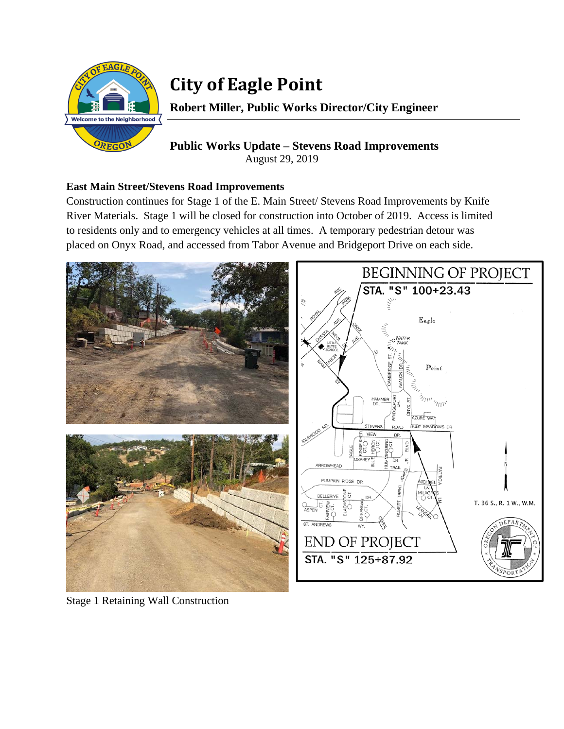# City of Eagle Point

**Robert Miller, Public Works Director/City Engineer**

**Public Works Update – Stevens Road Improvements**
August 29, 2019

## East Main Street/Stevens Road Improvements

Construction continues for Stage 1 of the E. Main Street/ Stevens Road Improvements by Knife River Materials. Stage 1 will be closed for construction into October of 2019. Access is limited to residents only and to emergency vehicles at all times. A temporary pedestrian detour was placed on Onyx Road, and accessed from Tabor Avenue and Bridgeport Drive on each side.

Stage 1 Retaining Wall Construction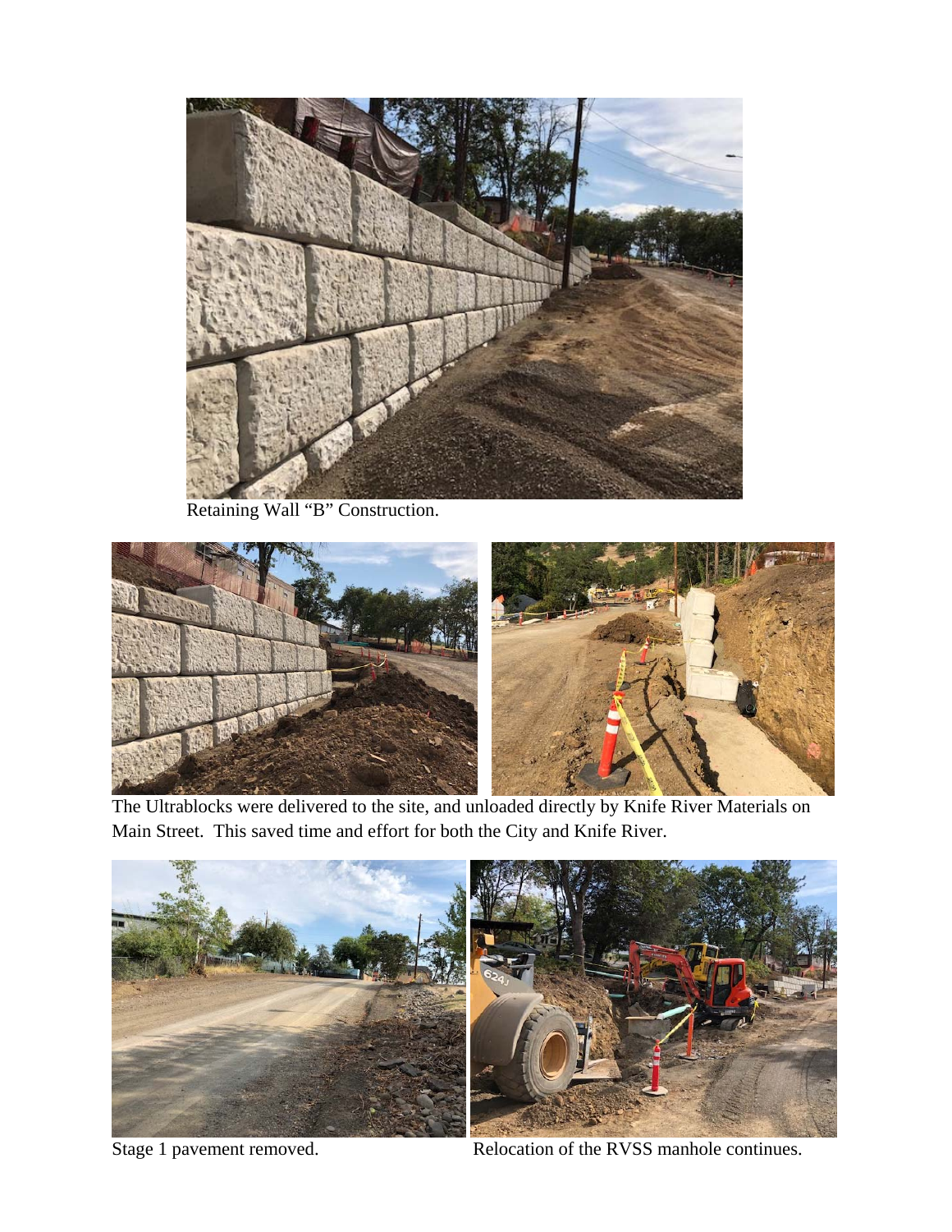Retaining Wall "B" Construction.

The Ultrablocks were delivered to the site, and unloaded directly by Knife River Materials on Main Street. This saved time and effort for both the City and Knife River.

Stage 1 pavement removed.

Relocation of the RVSS manhole continues.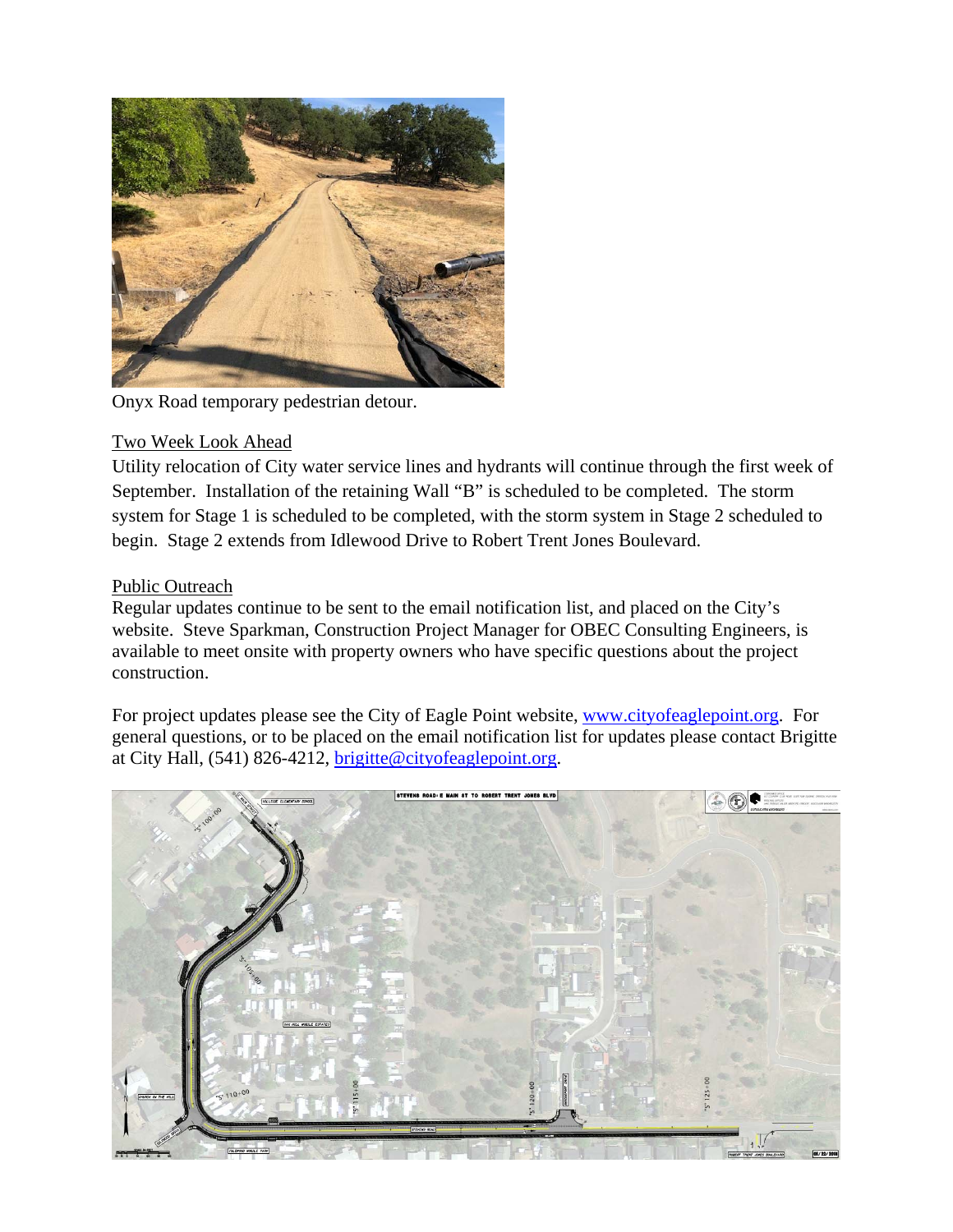Onyx Road temporary pedestrian detour.

## Two Week Look Ahead

Utility relocation of City water service lines and hydrants will continue through the first week of September. Installation of the retaining Wall "B" is scheduled to be completed. The storm system for Stage 1 is scheduled to be completed, with the storm system in Stage 2 scheduled to begin. Stage 2 extends from Idlewood Drive to Robert Trent Jones Boulevard.

## Public Outreach

Regular updates continue to be sent to the email notification list, and placed on the City's website. Steve Sparkman, Construction Project Manager for OBEC Consulting Engineers, is available to meet onsite with property owners who have specific questions about the project construction.

For project updates please see the City of Eagle Point website, [www.cityofeaglepoint.org](http://www.cityofeaglepoint.org). For general questions, or to be placed on the email notification list for updates please contact Brigitte at City Hall, (541) 826-4212, [brigitte@cityofeaglepoint.org](mailto:brigitte@cityofeaglepoint.org).